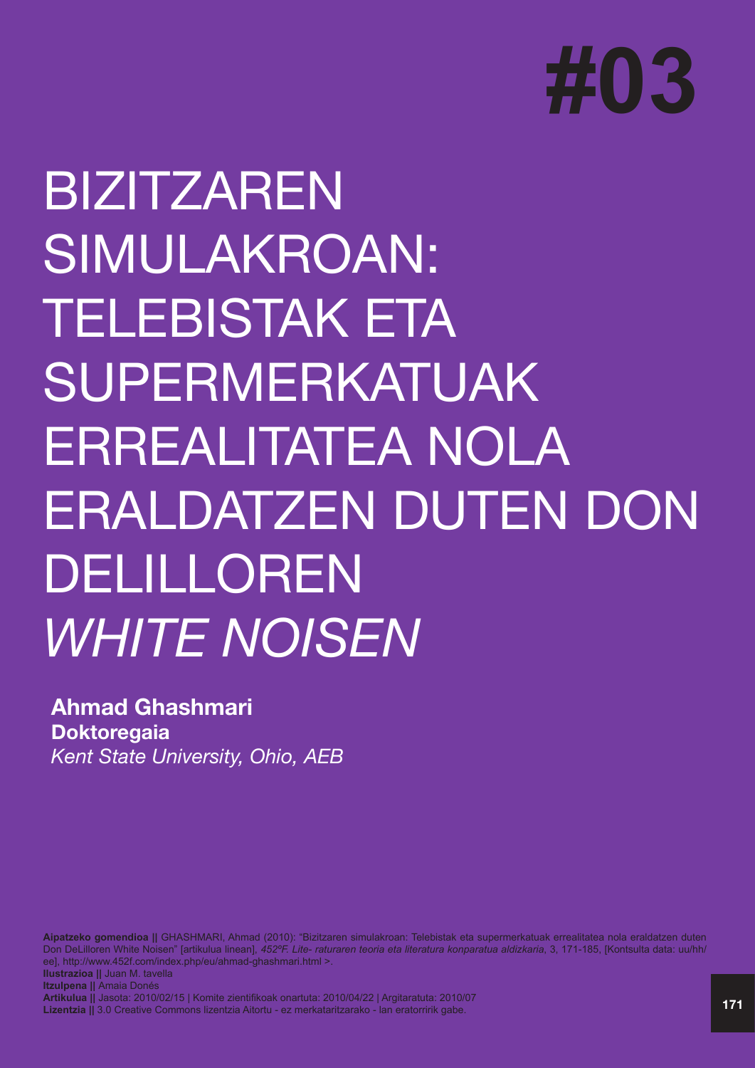#03

# BIZITZAREN SIMULAKROAN: TELEBISTAK ETA SUPERMERKATUAK ERREALITATEA NOLA ERALDATZEN DUTEN DON DELILLOREN *WHITE NOISEN*

**Ahmad Ghashmari**
**Doktoregaia**
*Kent State University, Ohio, AEB*

**Aipatzeko gomendioa ||** GHASHMARI, Ahmad (2010): "Bizitzaren simulakroan: Telebistak eta supermerkatuak errealitatea nola eraldatzen duten Don DeLilloren White Noisen" [artikulua linean], *452ºF. Lite- raturaren teoria eta literatura konparatua aldizkaria*, 3, 171-185, [Kontsulta data: uu/hh/ee], http://www.452f.com/index.php/eu/ahmad-ghashmari.html >.
**Ilustrazioa ||** Juan M. tavella
**Itzulpena ||** Amaia Donés
**Artikulua ||** Jasota: 2010/02/15 | Komite zientifikoak onartuta: 2010/04/22 | Argitaratuta: 2010/07
**Lizentzia ||** 3.0 Creative Commons lizentzia Aitortu - ez merkataritzarako - lan eratorririk gabe.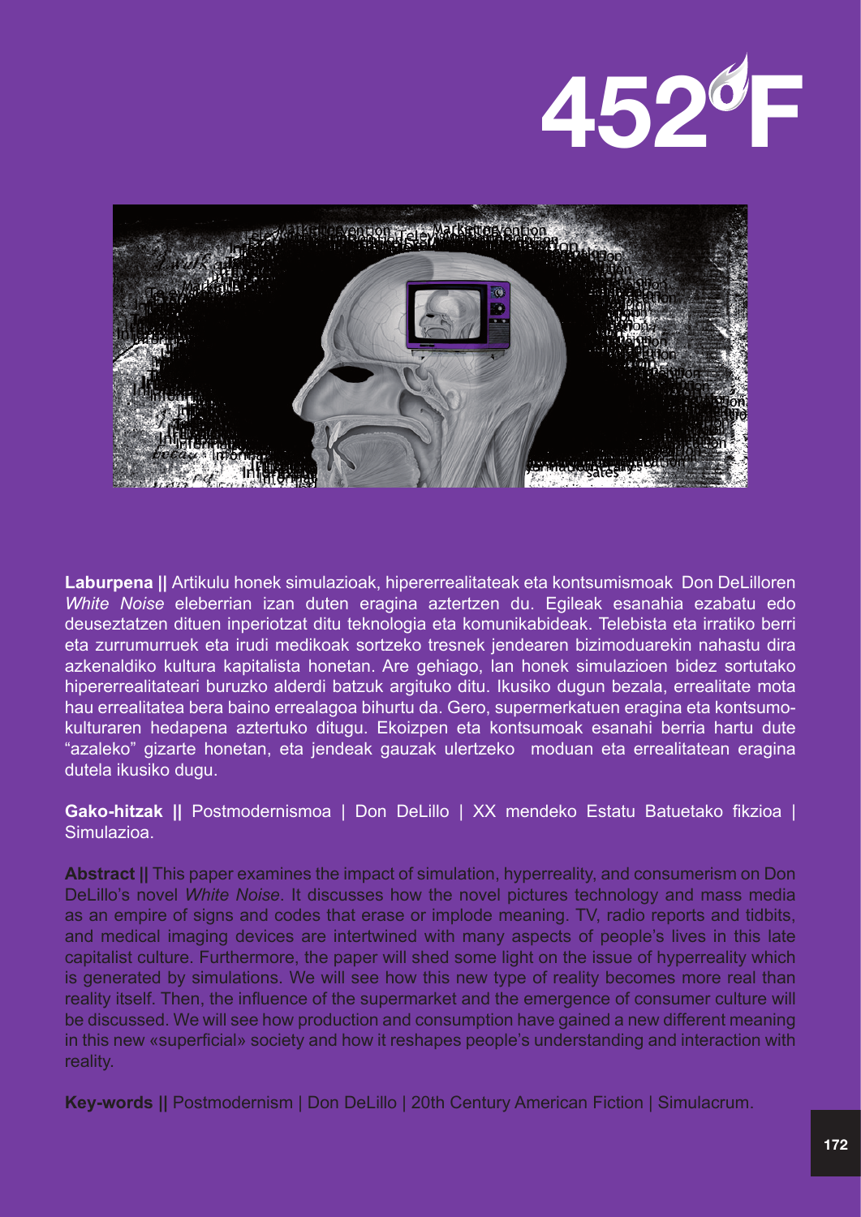**Laburpena ||** Artikulu honek simulazioak, hipererrealitateak eta kontsumismoak Don DeLilloren *White Noise* eleberrian izan duten eragina aztertzen du. Egileak esanahia ezabatu edo deuseztatzen dituen inperiotzat ditu teknologia eta komunikabideak. Telebista eta irratiko berri eta zurrumurruek eta irudi medikoak sortzeko tresnek jendearen bizimoduarekin nahastu dira azkenaldiko kultura kapitalista honetan. Are gehiago, lan honek simulazioen bidez sortutako hipererrealitateari buruzko alderdi batzuk argituko ditu. Ikusiko dugun bezala, errealitate mota hau errealitatea bera baino errealagoa bihurtu da. Gero, supermerkatuen eragina eta kontsumo-kulturaren hedapena aztertuko ditugu. Ekoizpen eta kontsumoak esanahi berria hartu dute "azaleko" gizarte honetan, eta jendeak gauzak ulertzeko moduan eta errealitatean eragina dutela ikusiko dugu.

**Gako-hitzak ||** Postmodernismoa | Don DeLillo | XX mendeko Estatu Batuetako fikzioa | Simulazioa.

**Abstract ||** This paper examines the impact of simulation, hyperreality, and consumerism on Don DeLillo's novel *White Noise*. It discusses how the novel pictures technology and mass media as an empire of signs and codes that erase or implode meaning. TV, radio reports and tidbits, and medical imaging devices are intertwined with many aspects of people's lives in this late capitalist culture. Furthermore, the paper will shed some light on the issue of hyperreality which is generated by simulations. We will see how this new type of reality becomes more real than reality itself. Then, the influence of the supermarket and the emergence of consumer culture will be discussed. We will see how production and consumption have gained a new different meaning in this new «superficial» society and how it reshapes people's understanding and interaction with reality.

**Key-words ||** Postmodernism | Don DeLillo | 20th Century American Fiction | Simulacrum.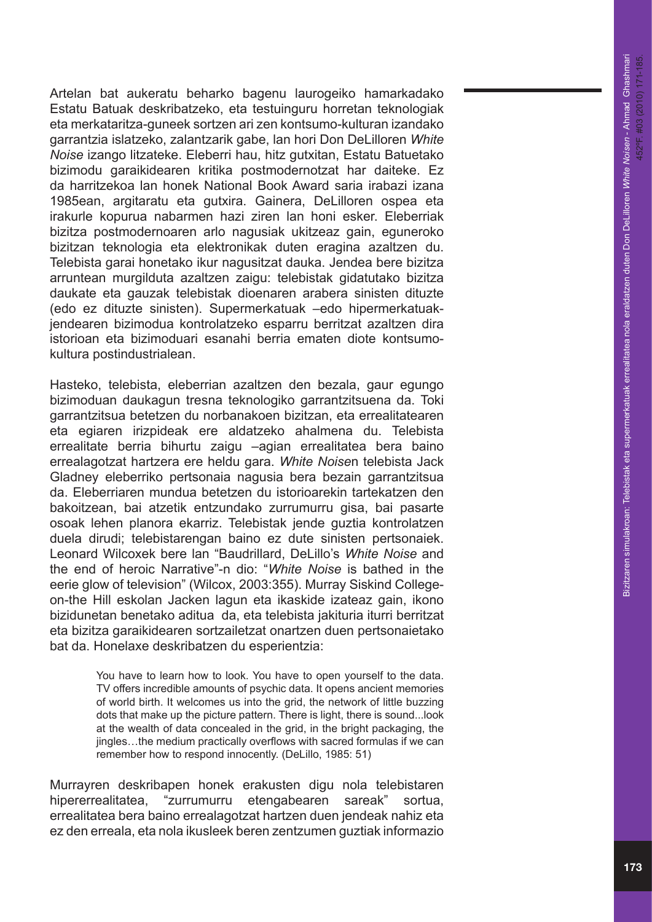Artelan bat aukeratu beharko bagenu laurogeiko hamarkadako Estatu Batuak deskribatzeko, eta testuinguru horretan teknologiak eta merkataritza-guneek sortzen ari zen kontsumo-kulturan izandako garrantzia islatzeko, zalantzarik gabe, lan hori Don DeLilloren *White Noise* izango litzateke. Eleberri hau, hitz gutxitan, Estatu Batuetako bizimodu garaikidearen kritika postmodernotzat har daiteke. Ez da harritzekoa lan honek National Book Award saria irabazi izana 1985ean, argitaratu eta gutxira. Gainera, DeLilloren ospea eta irakurle kopurua nabarmen hazi ziren lan honi esker. Eleberriak bizitza postmodernoaren arlo nagusiak ukitzeaz gain, eguneroko bizitzan teknologia eta elektronikak duten eragina azaltzen du. Telebista garai honetako ikur nagusitzat dauka. Jendea bere bizitza arruntean murgilduta azaltzen zaigu: telebistak gidatutako bizitza daukate eta gauzak telebistak dioenaren arabera sinisten dituzte (edo ez dituzte sinisten). Supermerkatuak –edo hipermerkatuak- jendearen bizimodua kontrolatzeko esparru berritzat azaltzen dira istorioan eta bizimoduari esanahi berria ematen diote kontsumo-kultura postindustrialean.

Hasteko, telebista, eleberrian azaltzen den bezala, gaur egungo bizimoduan daukagun tresna teknologiko garrantzitsuena da. Toki garrantzitsua betetzen du norbanakoen bizitzan, eta errealitatearen eta egiaren irizpideak ere aldatzeko ahalmena du. Telebista errealitate berria bihurtu zaigu –agian errealitatea bera baino errealagotzat hartzera ere heldu gara. *White Noise*n telebista Jack Gladney eleberriko pertsonaia nagusia bera bezain garrantzitsua da. Eleberriaren mundua betetzen du istorioarekin tartekatzen den bakoitzean, bai atzetik entzundako zurrumurru gisa, bai pasarte osoak lehen planora ekarriz. Telebistak jende guztia kontrolatzen duela dirudi; telebistarengan baino ez dute sinisten pertsonaiek. Leonard Wilcoxek bere lan "Baudrillard, DeLillo's *White Noise* and the end of heroic Narrative"-n dio: "*White Noise* is bathed in the eerie glow of television" (Wilcox, 2003:355). Murray Siskind College-on-the Hill eskolan Jacken lagun eta ikaskide izateaz gain, ikono bizidunetan benetako aditua da, eta telebista jakituria iturri berritzat eta bizitza garaikidearen sortzailetzat onartzen duen pertsonaietako bat da. Honelaxe deskribatzen du esperientzia:

> You have to learn how to look. You have to open yourself to the data. TV offers incredible amounts of psychic data. It opens ancient memories of world birth. It welcomes us into the grid, the network of little buzzing dots that make up the picture pattern. There is light, there is sound...look at the wealth of data concealed in the grid, in the bright packaging, the jingles…the medium practically overflows with sacred formulas if we can remember how to respond innocently. (DeLillo, 1985: 51)

Murrayren deskribapen honek erakusten digu nola telebistaren hipererrealitatea, "zurrumurru etengabearen sareak" sortua, errealitatea bera baino errealagotzat hartzen duen jendeak nahiz eta ez den erreala, eta nola ikusleek beren zentzumen guztiak informazio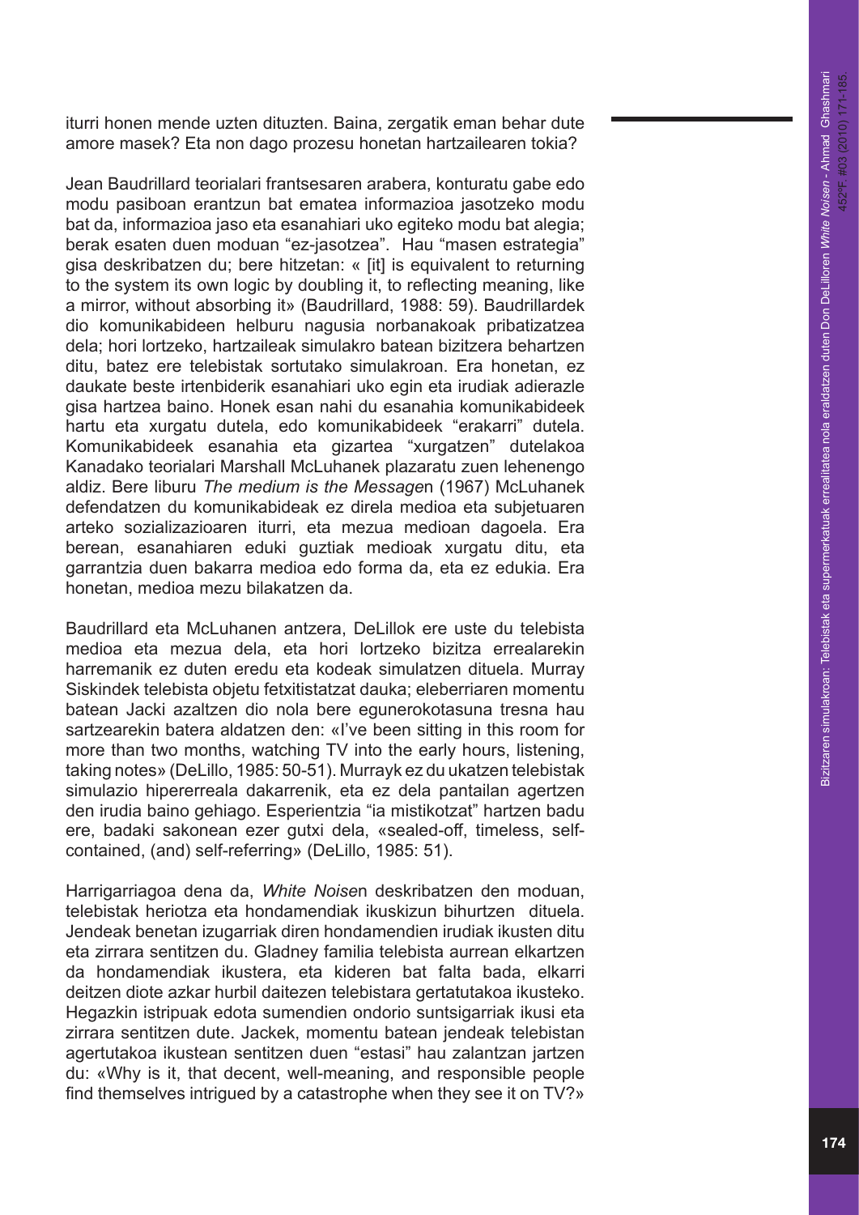iturri honen mende uzten dituzten. Baina, zergatik eman behar dute amore masek? Eta non dago prozesu honetan hartzailearen tokia?

Jean Baudrillard teorialari frantsesaren arabera, konturatu gabe edo modu pasiboan erantzun bat ematea informazioa jasotzeko modu bat da, informazioa jaso eta esanahiari uko egiteko modu bat alegia; berak esaten duen moduan "ez-jasotzea". Hau "masen estrategia" gisa deskribatzen du; bere hitzetan: « [it] is equivalent to returning to the system its own logic by doubling it, to reflecting meaning, like a mirror, without absorbing it» (Baudrillard, 1988: 59). Baudrillardek dio komunikabideen helburu nagusia norbanakoak pribatizatzea dela; hori lortzeko, hartzaileak simulakro batean bizitzera behartzen ditu, batez ere telebistak sortutako simulakroan. Era honetan, ez daukate beste irtenbiderik esanahiari uko egin eta irudiak adierazle gisa hartzea baino. Honek esan nahi du esanahia komunikabideek hartu eta xurgatu dutela, edo komunikabideek "erakarri" dutela. Komunikabideek esanahia eta gizartea "xurgatzen" dutelakoa Kanadako teorialari Marshall McLuhanek plazaratu zuen lehenengo aldiz. Bere liburu *The medium is the Message*n (1967) McLuhanek defendatzen du komunikabideak ez direla medioa eta subjetuaren arteko sozializazioaren iturri, eta mezua medioan dagoela. Era berean, esanahiaren eduki guztiak medioak xurgatu ditu, eta garrantzia duen bakarra medioa edo forma da, eta ez edukia. Era honetan, medioa mezu bilakatzen da.

Baudrillard eta McLuhanen antzera, DeLillok ere uste du telebista medioa eta mezua dela, eta hori lortzeko bizitza errealarekin harremanik ez duten eredu eta kodeak simulatzen dituela. Murray Siskindek telebista objetu fetxitistatzat dauka; eleberriaren momentu batean Jacki azaltzen dio nola bere egunerokotasuna tresna hau sartzearekin batera aldatzen den: «I've been sitting in this room for more than two months, watching TV into the early hours, listening, taking notes» (DeLillo, 1985: 50-51). Murrayk ez du ukatzen telebistak simulazio hipererreala dakarrenik, eta ez dela pantailan agertzen den irudia baino gehiago. Esperientzia "ia mistikotzat" hartzen badu ere, badaki sakonean ezer gutxi dela, «sealed-off, timeless, self-contained, (and) self-referring» (DeLillo, 1985: 51).

Harrigarriagoa dena da, *White Noise*n deskribatzen den moduan, telebistak heriotza eta hondamendiak ikuskizun bihurtzen dituela. Jendeak benetan izugarriak diren hondamendien irudiak ikusten ditu eta zirrara sentitzen du. Gladney familia telebista aurrean elkartzen da hondamendiak ikustera, eta kideren bat falta bada, elkarri deitzen diote azkar hurbil daitezen telebistara gertatutakoa ikusteko. Hegazkin istripuak edota sumendien ondorio suntsigarriak ikusi eta zirrara sentitzen dute. Jackek, momentu batean jendeak telebistan agertutakoa ikustean sentitzen duen "estasi" hau zalantzan jartzen du: «Why is it, that decent, well-meaning, and responsible people find themselves intrigued by a catastrophe when they see it on TV?»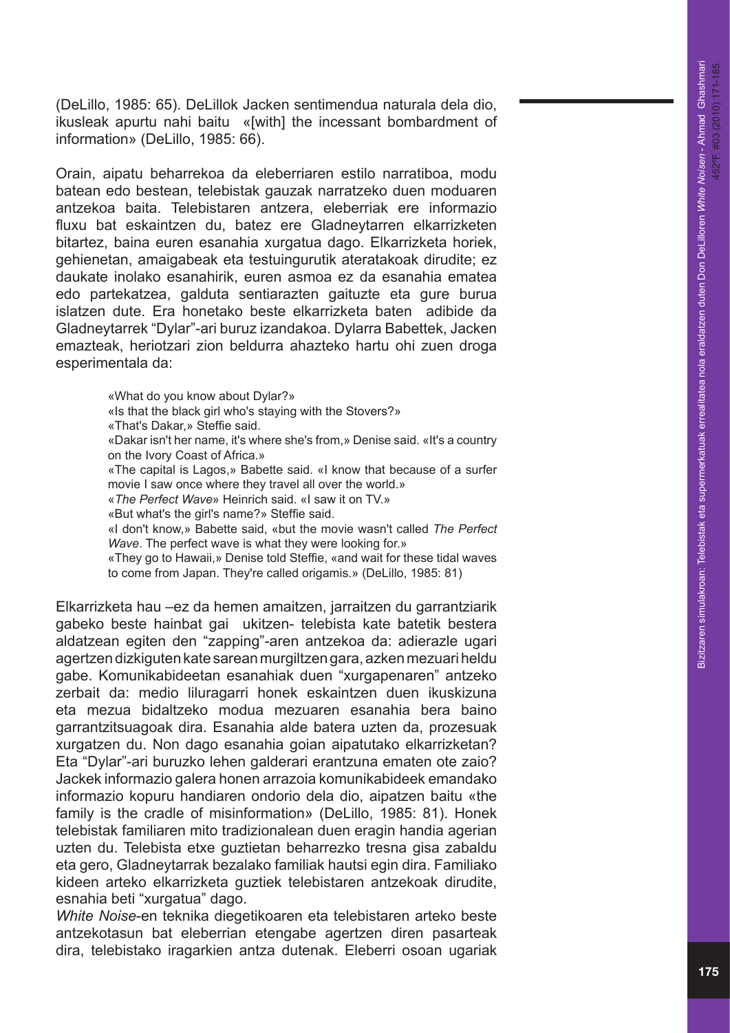(DeLillo, 1985: 65). DeLillok Jacken sentimendua naturala dela dio, ikusleak apurtu nahi baitu «[with] the incessant bombardment of information» (DeLillo, 1985: 66).

Orain, aipatu beharrekoa da eleberriaren estilo narratiboa, modu batean edo bestean, telebistak gauzak narratzeko duen moduaren antzekoa baita. Telebistaren antzera, eleberriak ere informazio fluxu bat eskaintzen du, batez ere Gladneytarren elkarrizketen bitartez, baina euren esanahia xurgatua dago. Elkarrizketa horiek, gehienetan, amaigabeak eta testuingurutik ateratakoak dirudite; ez daukate inolako esanahirik, euren asmoa ez da esanahia ematea edo partekatzea, galduta sentiarazten gaituzte eta gure burua islatzen dute. Era honetako beste elkarrizketa baten adibide da Gladneytarrek "Dylar"-ari buruz izandakoa. Dylarra Babettek, Jacken emazteak, heriotzari zion beldurra ahazteko hartu ohi zuen droga esperimentala da:

> «What do you know about Dylar?»
> «Is that the black girl who's staying with the Stovers?»
> «That's Dakar,» Steffie said.
> «Dakar isn't her name, it's where she's from,» Denise said. «It's a country on the Ivory Coast of Africa.»
> «The capital is Lagos,» Babette said. «I know that because of a surfer movie I saw once where they travel all over the world.»
> «*The Perfect Wave*» Heinrich said. «I saw it on TV.»
> «But what's the girl's name?» Steffie said.
> «I don't know,» Babette said, «but the movie wasn't called *The Perfect Wave*. The perfect wave is what they were looking for.»
> «They go to Hawaii,» Denise told Steffie, «and wait for these tidal waves to come from Japan. They're called origamis.» (DeLillo, 1985: 81)

Elkarrizketa hau –ez da hemen amaitzen, jarraitzen du garrantziarik gabeko beste hainbat gai ukitzen- telebista kate batetik bestera aldatzean egiten den "zapping"-aren antzekoa da: adierazle ugari agertzen dizkiguten kate sarean murgiltzen gara, azken mezuari heldu gabe. Komunikabideetan esanahiak duen "xurgapenaren" antzeko zerbait da: medio liluragarri honek eskaintzen duen ikuskizuna eta mezua bidaltzeko modua mezuaren esanahia bera baino garrantzitsuagoak dira. Esanahia alde batera uzten da, prozesuak xurgatzen du. Non dago esanahia goian aipatutako elkarrizketan? Eta "Dylar"-ari buruzko lehen galderari erantzuna ematen ote zaio? Jackek informazio galera honen arrazoia komunikabideek emandako informazio kopuru handiaren ondorio dela dio, aipatzen baitu «the family is the cradle of misinformation» (DeLillo, 1985: 81). Honek telebistak familiaren mito tradizionalean duen eragin handia agerian uzten du. Telebista etxe guztietan beharrezko tresna gisa zabaldu eta gero, Gladneytarrak bezalako familiak hautsi egin dira. Familiako kideen arteko elkarrizketa guztiek telebistaren antzekoak dirudite, esnahia beti "xurgatua" dago.

*White Noise*-en teknika diegetikoaren eta telebistaren arteko beste antzekotasun bat eleberrian etengabe agertzen diren pasarteak dira, telebistako iragarkien antza dutenak. Eleberri osoan ugariak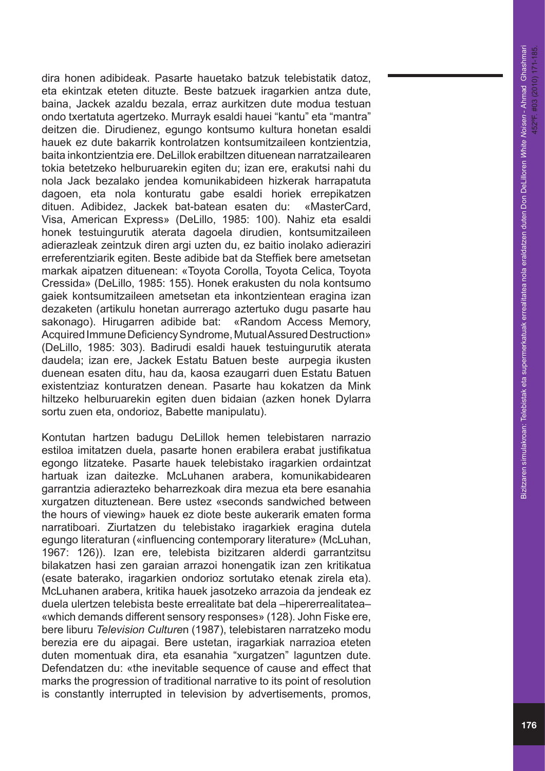dira honen adibideak. Pasarte hauetako batzuk telebistatik datoz, eta ekintzak eteten dituzte. Beste batzuek iragarkien antza dute, baina, Jackek azaldu bezala, erraz aurkitzen dute modua testuan ondo txertatuta agertzeko. Murrayk esaldi hauei "kantu" eta "mantra" deitzen die. Dirudienez, egungo kontsumo kultura honetan esaldi hauek ez dute bakarrik kontrolatzen kontsumitzaileen kontzientzia, baita inkontzientzia ere. DeLillok erabiltzen dituenean narratzailearen tokia betetzeko helburuarekin egiten du; izan ere, erakutsi nahi du nola Jack bezalako jendea komunikabideen hizkerak harrapatuta dagoen, eta nola konturatu gabe esaldi horiek errepikatzen dituen. Adibidez, Jackek bat-batean esaten du: «MasterCard, Visa, American Express» (DeLillo, 1985: 100). Nahiz eta esaldi honek testuingurutik aterata dagoela dirudien, kontsumitzaileen adierazleak zeintzuk diren argi uzten du, ez baitio inolako adieraziri erreferentziarik egiten. Beste adibide bat da Steffiek bere ametsetan markak aipatzen dituenean: «Toyota Corolla, Toyota Celica, Toyota Cressida» (DeLillo, 1985: 155). Honek erakusten du nola kontsumo gaiek kontsumitzaileen ametsetan eta inkontzientean eragina izan dezaketen (artikulu honetan aurrerago aztertuko dugu pasarte hau sakonago). Hirugarren adibide bat: «Random Access Memory, Acquired Immune Deficiency Syndrome, Mutual Assured Destruction» (DeLillo, 1985: 303). Badirudi esaldi hauek testuingurutik aterata daudela; izan ere, Jackek Estatu Batuen beste aurpegia ikusten duenean esaten ditu, hau da, kaosa ezaugarri duen Estatu Batuen existentziaz konturatzen denean. Pasarte hau kokatzen da Mink hiltzeko helburuarekin egiten duen bidaian (azken honek Dylarra sortu zuen eta, ondorioz, Babette manipulatu).

Kontutan hartzen badugu DeLillok hemen telebistaren narrazio estiloa imitatzen duela, pasarte honen erabilera erabat justifikatua egongo litzateke. Pasarte hauek telebistako iragarkien ordaintzat hartuak izan daitezke. McLuhanen arabera, komunikabidearen garrantzia adierazteko beharrezkoak dira mezua eta bere esanahia xurgatzen dituztenean. Bere ustez «seconds sandwiched between the hours of viewing» hauek ez diote beste aukerarik ematen forma narratiboari. Ziurtatzen du telebistako iragarkiek eragina dutela egungo literaturan («influencing contemporary literature» (McLuhan, 1967: 126)). Izan ere, telebista bizitzaren alderdi garrantzitsu bilakatzen hasi zen garaian arrazoi honengatik izan zen kritikatua (esate baterako, iragarkien ondorioz sortutako etenak zirela eta). McLuhanen arabera, kritika hauek jasotzeko arrazoia da jendeak ez duela ulertzen telebista beste errealitate bat dela –hiperrerrealitatea– «which demands different sensory responses» (128). John Fiske ere, bere liburu *Television Culture*n (1987), telebistaren narratzeko modu berezia ere du aipagai. Bere ustetan, iragarkiak narrazioa eteten duten momentuak dira, eta esanahia "xurgatzen" laguntzen dute. Defendatzen du: «the inevitable sequence of cause and effect that marks the progression of traditional narrative to its point of resolution is constantly interrupted in television by advertisements, promos,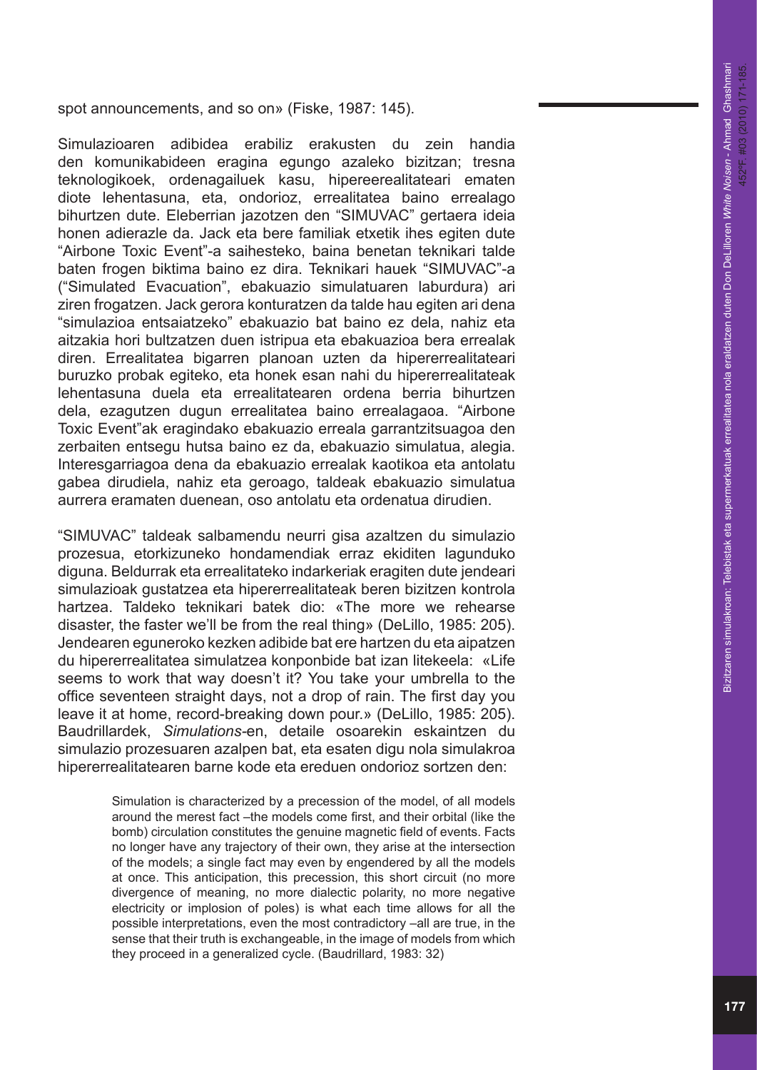spot announcements, and so on» (Fiske, 1987: 145).

Simulazioaren adibidea erabiliz erakusten du zein handia den komunikabideen eragina egungo azaleko bizitzan; tresna teknologikoek, ordenagailuek kasu, hipereerealitateari ematen diote lehentasuna, eta, ondorioz, errealitatea baino errealago bihurtzen dute. Eleberrian jazotzen den "SIMUVAC" gertaera ideia honen adierazle da. Jack eta bere familiak etxetik ihes egiten dute "Airbone Toxic Event"-a saihesteko, baina benetan teknikari talde baten frogen biktima baino ez dira. Teknikari hauek "SIMUVAC"-a ("Simulated Evacuation", ebakuazio simulatuaren laburdura) ari ziren frogatzen. Jack gerora konturatzen da talde hau egiten ari dena "simulazioa entsaiatzeko" ebakuazio bat baino ez dela, nahiz eta aitzakia hori bultzatzen duen istripua eta ebakuazioa bera errealak diren. Errealitatea bigarren planoan uzten da hipererrealitateari buruzko probak egiteko, eta honek esan nahi du hipererrealitateak lehentasuna duela eta errealitatearen ordena berria bihurtzen dela, ezagutzen dugun errealitatea baino errealagaoa. "Airbone Toxic Event"ak eragindako ebakuazio erreala garrantzitsuagoa den zerbaiten entsegu hutsa baino ez da, ebakuazio simulatua, alegia. Interesgarriagoa dena da ebakuazio errealak kaotikoa eta antolatu gabea dirudiela, nahiz eta geroago, taldeak ebakuazio simulatua aurrera eramaten duenean, oso antolatu eta ordenatua dirudien.

"SIMUVAC" taldeak salbamendu neurri gisa azaltzen du simulazio prozesua, etorkizuneko hondamendiak erraz ekiditen lagunduko diguna. Beldurrak eta errealitateko indarkeriak eragiten dute jendeari simulazioak gustatzea eta hipererrealitateak beren bizitzen kontrola hartzea. Taldeko teknikari batek dio: «The more we rehearse disaster, the faster we'll be from the real thing» (DeLillo, 1985: 205). Jendearen eguneroko kezken adibide bat ere hartzen du eta aipatzen du hipererrealitatea simulatzea konponbide bat izan litekeela: «Life seems to work that way doesn't it? You take your umbrella to the office seventeen straight days, not a drop of rain. The first day you leave it at home, record-breaking down pour.» (DeLillo, 1985: 205). Baudrillardek, *Simulations*-en, detaile osoarekin eskaintzen du simulazio prozesuaren azalpen bat, eta esaten digu nola simulakroa hipererrealitatearen barne kode eta ereduen ondorioz sortzen den:

> Simulation is characterized by a precession of the model, of all models around the merest fact –the models come first, and their orbital (like the bomb) circulation constitutes the genuine magnetic field of events. Facts no longer have any trajectory of their own, they arise at the intersection of the models; a single fact may even by engendered by all the models at once. This anticipation, this precession, this short circuit (no more divergence of meaning, no more dialectic polarity, no more negative electricity or implosion of poles) is what each time allows for all the possible interpretations, even the most contradictory –all are true, in the sense that their truth is exchangeable, in the image of models from which they proceed in a generalized cycle. (Baudrillard, 1983: 32)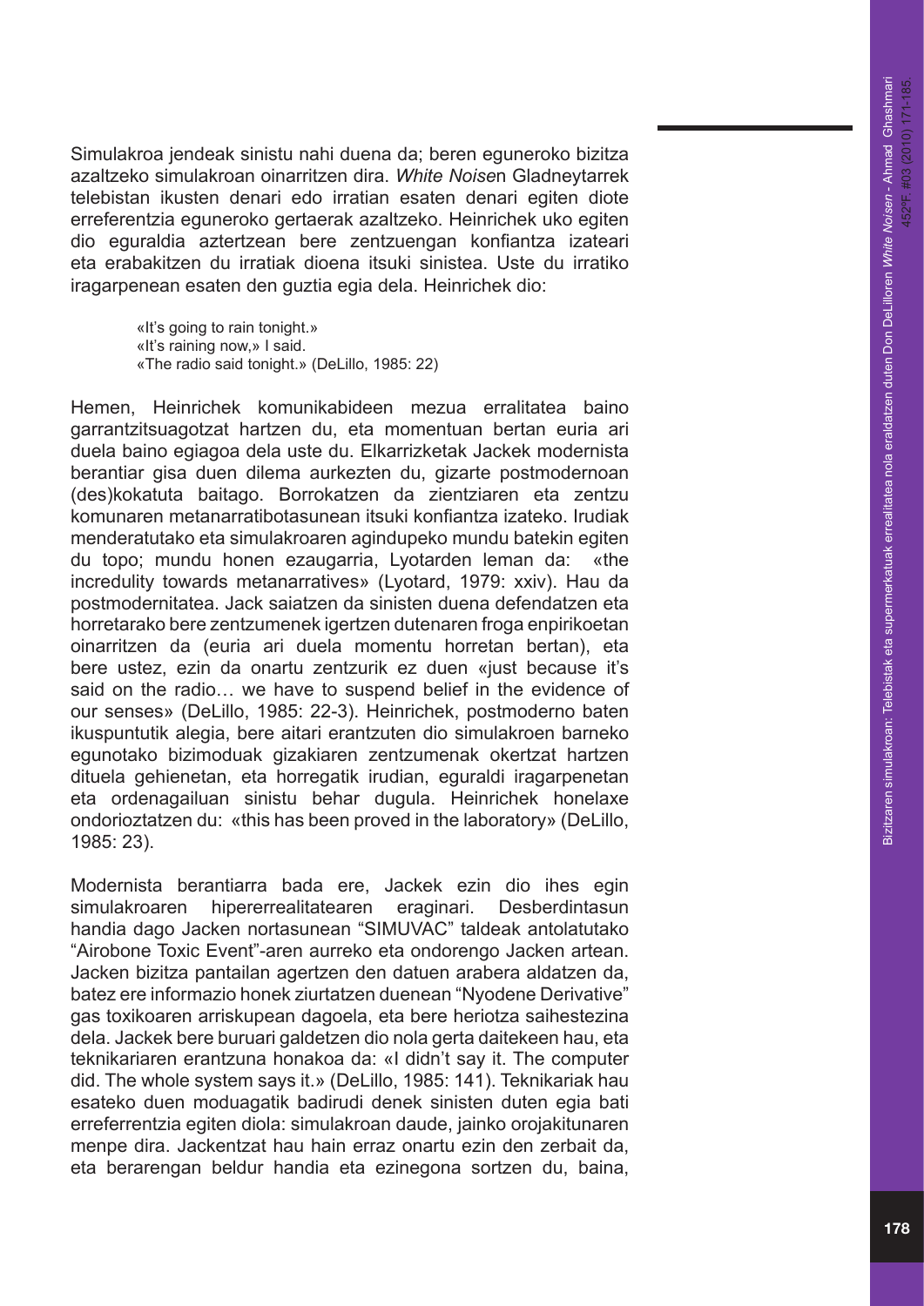Simulakroa jendeak sinistu nahi duena da; beren eguneroko bizitza azaltzeko simulakroan oinarritzen dira. *White Noise*n Gladneytarrek telebistan ikusten denari edo irratian esaten denari egiten diote erreferentzia eguneroko gertaerak azaltzeko. Heinrichek uko egiten dio eguraldia aztertzean bere zentzuengan konfiantza izateari eta erabakitzen du irratiak dioena itsuki sinistea. Uste du irratiko iragarpenean esaten den guztia egia dela. Heinrichek dio:

> «It's going to rain tonight.»
> «It's raining now,» I said.
> «The radio said tonight.» (DeLillo, 1985: 22)

Hemen, Heinrichek komunikabideen mezua erralitatea baino garrantzitsuagotzat hartzen du, eta momentuan bertan euria ari duela baino egiagoa dela uste du. Elkarrizketak Jackek modernista berantiar gisa duen dilema aurkezten du, gizarte postmodernoan (des)kokatuta baitago. Borrokatzen da zientziaren eta zentzu komunaren metanarratibotasunean itsuki konfiantza izateko. Irudiak menderatutako eta simulakroaren agindupeko mundu batekin egiten du topo; mundu honen ezaugarria, Lyotarden leman da: «the incredulity towards metanarratives» (Lyotard, 1979: xxiv). Hau da postmodernitatea. Jack saiatzen da sinisten duena defendatzen eta horretarako bere zentzumenek igertzen dutenaren froga enpirikoetan oinarritzen da (euria ari duela momentu horretan bertan), eta bere ustez, ezin da onartu zentzurik ez duen «just because it's said on the radio… we have to suspend belief in the evidence of our senses» (DeLillo, 1985: 22-3). Heinrichek, postmoderno baten ikuspuntutik alegia, bere aitari erantzuten dio simulakroen barneko egunotako bizimoduak gizakiaren zentzumenak okertzat hartzen dituela gehienetan, eta horregatik irudian, eguraldi iragarpenetan eta ordenagailuan sinistu behar dugula. Heinrichek honelaxe ondorioztatzen du: «this has been proved in the laboratory» (DeLillo, 1985: 23).

Modernista berantiarra bada ere, Jackek ezin dio ihes egin simulakroaren hipererrealitatearen eraginari. Desberdintasun handia dago Jacken nortasunean "SIMUVAC" taldeak antolatutako "Airobone Toxic Event"-aren aurreko eta ondorengo Jacken artean. Jacken bizitza pantailan agertzen den datuen arabera aldatzen da, batez ere informazio honek ziurtatzen duenean "Nyodene Derivative" gas toxikoaren arriskupean dagoela, eta bere heriotza saihestezina dela. Jackek bere buruari galdetzen dio nola gerta daitekeen hau, eta teknikariaren erantzuna honakoa da: «I didn't say it. The computer did. The whole system says it.» (DeLillo, 1985: 141). Teknikariak hau esateko duen moduagatik badirudi denek sinisten duten egia bati erreferrentzia egiten diola: simulakroan daude, jainko orojakitunaren menpe dira. Jackentzat hau hain erraz onartu ezin den zerbait da, eta berarengan beldur handia eta ezinegona sortzen du, baina,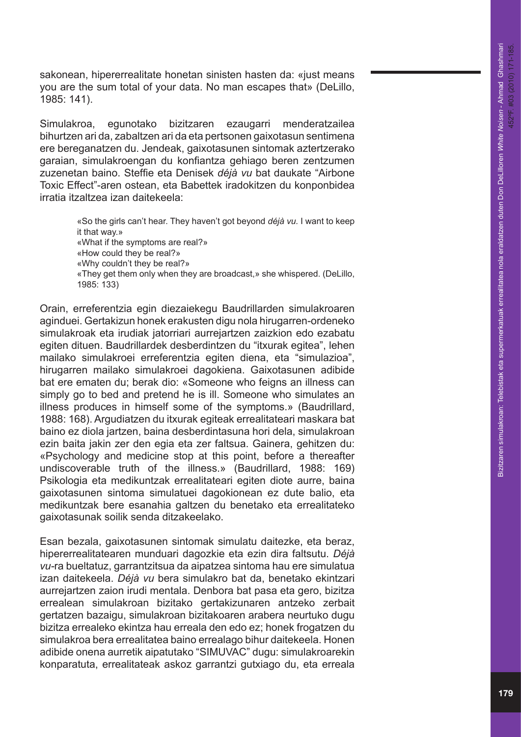sakonean, hipererrealitate honetan sinisten hasten da: «just means you are the sum total of your data. No man escapes that» (DeLillo, 1985: 141).

Simulakroa, egunotako bizitzaren ezaugarri menderatzailea bihurtzen ari da, zabaltzen ari da eta pertsonen gaixotasun sentimena ere bereganatzen du. Jendeak, gaixotasunen sintomak aztertzerako garaian, simulakroengan du konfiantza gehiago beren zentzumen zuzenetan baino. Steffie eta Denisek *déjà vu* bat daukate "Airbone Toxic Effect"-aren ostean, eta Babettek iradokitzen du konponbidea irratia itzaltzea izan daitekeela:

> «So the girls can't hear. They haven't got beyond *déjà vu*. I want to keep it that way.»
> «What if the symptoms are real?»
> «How could they be real?»
> «Why couldn't they be real?»
> «They get them only when they are broadcast,» she whispered. (DeLillo, 1985: 133)

Orain, erreferentzia egin diezaiekegu Baudrillarden simulakroaren aginduei. Gertakizun honek erakusten digu nola hirugarren-ordeneko simulakroak eta irudiak jatorriari aurrejartzen zaizkion edo ezabatu egiten dituen. Baudrillardek desberdintzen du "itxurak egitea", lehen mailako simulakroei erreferentzia egiten diena, eta "simulazioa", hirugarren mailako simulakroei dagokiena. Gaixotasunen adibide bat ere ematen du; berak dio: «Someone who feigns an illness can simply go to bed and pretend he is ill. Someone who simulates an illness produces in himself some of the symptoms.» (Baudrillard, 1988: 168). Argudiatzen du itxurak egiteak errealitateari maskara bat baino ez diola jartzen, baina desberdintasuna hori dela, simulakroan ezin baita jakin zer den egia eta zer faltsua. Gainera, gehitzen du: «Psychology and medicine stop at this point, before a thereafter undiscoverable truth of the illness.» (Baudrillard, 1988: 169) Psikologia eta medikuntzak errealitateari egiten diote aurre, baina gaixotasunen sintoma simulatuei dagokionean ez dute balio, eta medikuntzak bere esanahia galtzen du benetako eta errealitateko gaixotasunak soilik senda ditzakeelako.

Esan bezala, gaixotasunen sintomak simulatu daitezke, eta beraz, hipererrealitatearen munduari dagozkie eta ezin dira faltsutu. *Déjà vu*-ra bueltatuz, garrantzitsua da aipatzea sintoma hau ere simulatua izan daitekeela. *Déjà vu* bera simulakro bat da, benetako ekintzari aurrejartzen zaion irudi mentala. Denbora bat pasa eta gero, bizitza errealean simulakroan bizitako gertakizunaren antzeko zerbait gertatzen bazaigu, simulakroan bizitakoaren arabera neurtuko dugu bizitza errealeko ekintza hau erreala den edo ez; honek frogatzen du simulakroa bera errealitatea baino errealago bihur daitekeela. Honen adibide onena aurretik aipatutako "SIMUVAC" dugu: simulakroarekin konparatuta, errealitateak askoz garrantzi gutxiago du, eta erreala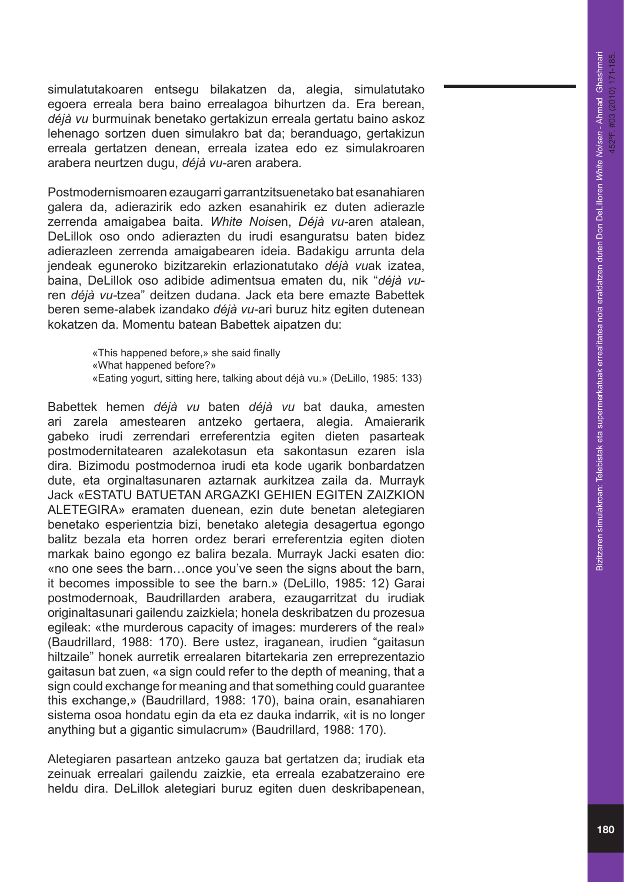simulatutakoaren entsegu bilakatzen da, alegia, simulatutako egoera erreala bera baino errealagoa bihurtzen da. Era berean, *déjà vu* burmuinak benetako gertakizun erreala gertatu baino askoz lehenago sortzen duen simulakro bat da; beranduago, gertakizun erreala gertatzen denean, erreala izatea edo ez simulakroaren arabera neurtzen dugu, *déjà vu*-aren arabera.

Postmodernismoaren ezaugarri garrantzitsuenetako bat esanahiaren galera da, adierazirik edo azken esanahirik ez duten adierazle zerrenda amaigabea baita. *White Noise*n, *Déjà vu*-aren atalean, DeLillok oso ondo adierazten du irudi esanguratsu baten bidez adierazleen zerrenda amaigabearen ideia. Badakigu arrunta dela jendeak egunero­ko bizitzarekin erlazionatutako *déjà vu*ak izatea, baina, DeLillok oso adibide adimentsua ematen du, nik "*déjà vu*-ren *déjà vu*-tzea" deitzen dudana. Jack eta bere emazte Babettek beren seme-alabek izandako *déjà vu*-ari buruz hitz egiten dutenean kokatzen da. Momentu batean Babettek aipatzen du:

> «This happened before,» she said finally
> «What happened before?»
> «Eating yogurt, sitting here, talking about déjà vu.» (DeLillo, 1985: 133)

Babettek hemen *déjà vu* baten *déjà vu* bat dauka, amesten ari zarela amestearen antzeko gertaera, alegia. Amaierarik gabeko irudi zerrendari erreferentzia egiten dieten pasarteak postmodernitatearen azalekotasun eta sakontasun ezaren isla dira. Bizimodu postmodernoa irudi eta kode ugarik bonbardatzen dute, eta orginaltasunaren aztarnak aurkitzea zaila da. Murrayk Jack «ESTATU BATUETAN ARGAZKI GEHIEN EGITEN ZAIZKION ALETEGIRA» eramaten duenean, ezin dute benetan aletegiaren benetako esperientzia bizi, benetako aletegia desagertua egongo balitz bezala eta horren ordez berari erreferentzia egiten dioten markak baino egongo ez balira bezala. Murrayk Jacki esaten dio: «no one sees the barn…once you've seen the signs about the barn, it becomes impossible to see the barn.» (DeLillo, 1985: 12) Garai postmodernoak, Baudrillarden arabera, ezaugarritzat du irudiak originaltasunari gailendu zaizkiela; honela deskribatzen du prozesua egileak: «the murderous capacity of images: murderers of the real» (Baudrillard, 1988: 170). Bere ustez, iraganean, irudien "gaitasun hiltzaile" honek aurretik errealaren bitartekaria zen erreprezentazio gaitasun bat zuen, «a sign could refer to the depth of meaning, that a sign could exchange for meaning and that something could guarantee this exchange,» (Baudrillard, 1988: 170), baina orain, esanahiaren sistema osoa hondatu egin da eta ez dauka indarrik, «it is no longer anything but a gigantic simulacrum» (Baudrillard, 1988: 170).

Aletegiaren pasartean antzeko gauza bat gertatzen da; irudiak eta zeinuak errealari gailendu zaizkie, eta erreala ezabatzeraino ere heldu dira. DeLillok aletegiari buruz egiten duen deskribapenean,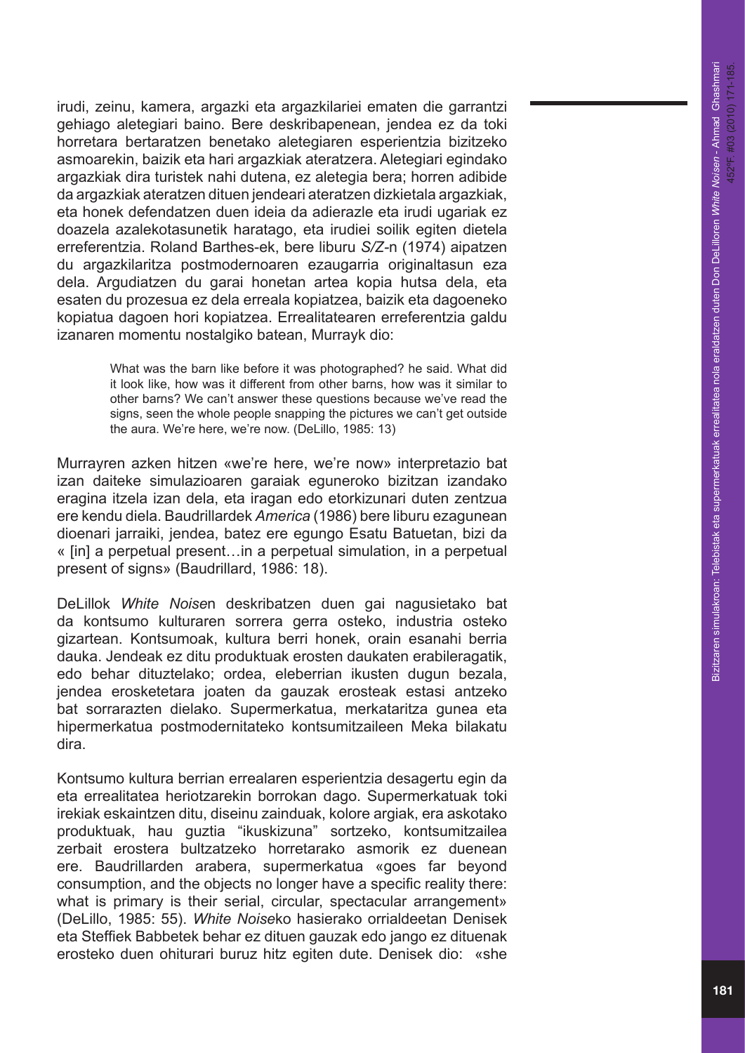irudi, zeinu, kamera, argazki eta argazkilariei ematen die garrantzi gehiago aletegiari baino. Bere deskribapenean, jendea ez da toki horretara bertaratzen benetako aletegiaren esperientzia bizitzeko asmoarekin, baizik eta hari argazkiak ateratzera. Aletegiari egindako argazkiak dira turistek nahi dutena, ez aletegia bera; horren adibide da argazkiak ateratzen dituen jendeari ateratzen dizkietala argazkiak, eta honek defendatzen duen ideia da adierazle eta irudi ugariak ez doazela azalekotasunetik haratago, eta irudiei soilik egiten dietela erreferentzia. Roland Barthes-ek, bere liburu *S/Z*-n (1974) aipatzen du argazkilaritza postmodernoaren ezaugarria originaltasun eza dela. Argudiatzen du garai honetan artea kopia hutsa dela, eta esaten du prozesua ez dela erreala kopiatzea, baizik eta dagoeneko kopiatua dagoen hori kopiatzea. Errealitatearen erreferentzia galdu izanaren momentu nostalgiko batean, Murrayk dio:

> What was the barn like before it was photographed? he said. What did it look like, how was it different from other barns, how was it similar to other barns? We can't answer these questions because we've read the signs, seen the whole people snapping the pictures we can't get outside the aura. We're here, we're now. (DeLillo, 1985: 13)

Murrayren azken hitzen «we're here, we're now» interpretazio bat izan daiteke simulazioaren garaiak eguneroko bizitzan izandako eragina itzela izan dela, eta iragan edo etorkizunari duten zentzua ere kendu diela. Baudrillardek *America* (1986) bere liburu ezagunean dioenari jarraiki, jendea, batez ere egungo Esatu Batuetan, bizi da « [in] a perpetual present…in a perpetual simulation, in a perpetual present of signs» (Baudrillard, 1986: 18).

DeLillok *White Noise*n deskribatzen duen gai nagusietako bat da kontsumo kulturaren sorrera gerra osteko, industria osteko gizartean. Kontsumoak, kultura berri honek, orain esanahi berria dauka. Jendeak ez ditu produktuak erosten daukaten erabileragatik, edo behar dituztelako; ordea, eleberrian ikusten dugun bezala, jendea erosketetara joaten da gauzak erosteak estasi antzeko bat sorrarazten dielako. Supermerkatua, merkataritza gunea eta hipermerkatua postmodernitateko kontsumitzaileen Meka bilakatu dira.

Kontsumo kultura berrian errealaren esperientzia desagertu egin da eta errealitatea heriotzarekin borrokan dago. Supermerkatuak toki irekiak eskaintzen ditu, diseinu zainduak, kolore argiak, era askotako produktuak, hau guztia "ikuskizuna" sortzeko, kontsumitzailea zerbait erostera bultzatzeko horretarako asmorik ez duenean ere. Baudrillarden arabera, supermerkatua «goes far beyond consumption, and the objects no longer have a specific reality there: what is primary is their serial, circular, spectacular arrangement» (DeLillo, 1985: 55). *White Noise*ko hasierako orrialdeetan Denisek eta Steffiek Babbetek behar ez dituen gauzak edo jango ez dituenak erosteko duen ohiturari buruz hitz egiten dute. Denisek dio: «she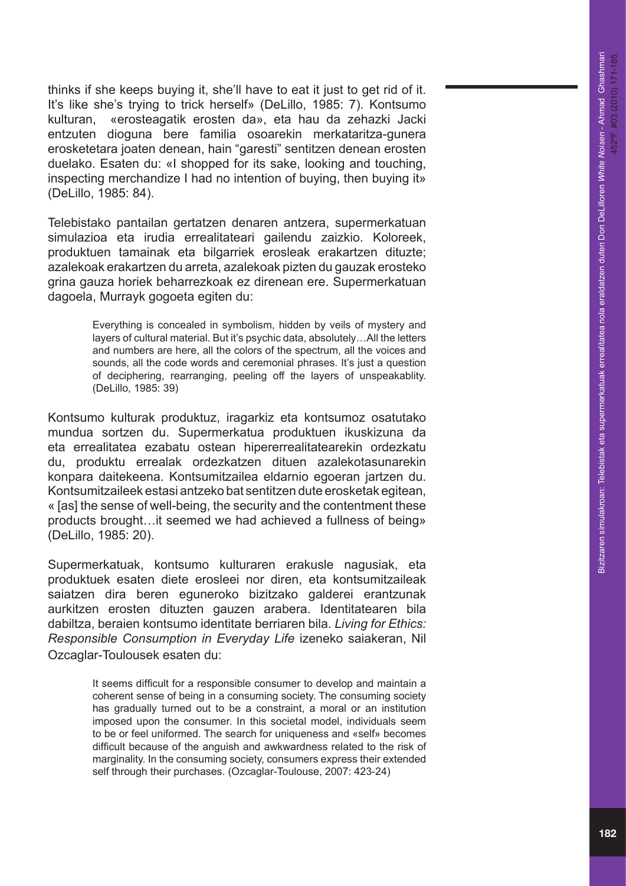thinks if she keeps buying it, she'll have to eat it just to get rid of it. It's like she's trying to trick herself» (DeLillo, 1985: 7). Kontsumo kulturan, «erosteagatik erosten da», eta hau da zehazki Jacki entzuten dioguna bere familia osoarekin merkataritza-gunera erosketetara joaten denean, hain "garesti" sentitzen denean erosten duelako. Esaten du: «I shopped for its sake, looking and touching, inspecting merchandize I had no intention of buying, then buying it» (DeLillo, 1985: 84).

Telebistako pantailan gertatzen denaren antzera, supermerkatuan simulazioa eta irudia errealitateari gailendu zaizkio. Koloreek, produktuen tamainak eta bilgarriek erosleak erakartzen dituzte; azalekoak erakartzen du arreta, azalekoak pizten du gauzak erosteko grina gauza horiek beharrezkoak ez direnean ere. Supermerkatuan dagoela, Murrayk gogoeta egiten du:

> Everything is concealed in symbolism, hidden by veils of mystery and layers of cultural material. But it's psychic data, absolutely…All the letters and numbers are here, all the colors of the spectrum, all the voices and sounds, all the code words and ceremonial phrases. It's just a question of deciphering, rearranging, peeling off the layers of unspeakablity. (DeLillo, 1985: 39)

Kontsumo kulturak produktuz, iragarkiz eta kontsumoz osatutako mundua sortzen du. Supermerkatua produktuen ikuskizuna da eta errealitatea ezabatu ostean hipererrealitatearekin ordezkatu du, produktu errealak ordezkatzen dituen azalekotasunarekin konpara daitekeena. Kontsumitzailea eldarnio egoeran jartzen du. Kontsumitzaileek estasi antzeko bat sentitzen dute erosketak egitean, « [as] the sense of well-being, the security and the contentment these products brought…it seemed we had achieved a fullness of being» (DeLillo, 1985: 20).

Supermerkatuak, kontsumo kulturaren erakusle nagusiak, eta produktuek esaten diete erosleei nor diren, eta kontsumitzaileak saiatzen dira beren eguneroko bizitzako galderei erantzunak aurkitzen erosten dituzten gauzen arabera. Identitatearen bila dabiltza, beraien kontsumo identitate berriaren bila. *Living for Ethics: Responsible Consumption in Everyday Life* izeneko saiakeran, Nil Ozcaglar-Toulousek esaten du:

> It seems difficult for a responsible consumer to develop and maintain a coherent sense of being in a consuming society. The consuming society has gradually turned out to be a constraint, a moral or an institution imposed upon the consumer. In this societal model, individuals seem to be or feel uniformed. The search for uniqueness and «self» becomes difficult because of the anguish and awkwardness related to the risk of marginality. In the consuming society, consumers express their extended self through their purchases. (Ozcaglar-Toulouse, 2007: 423-24)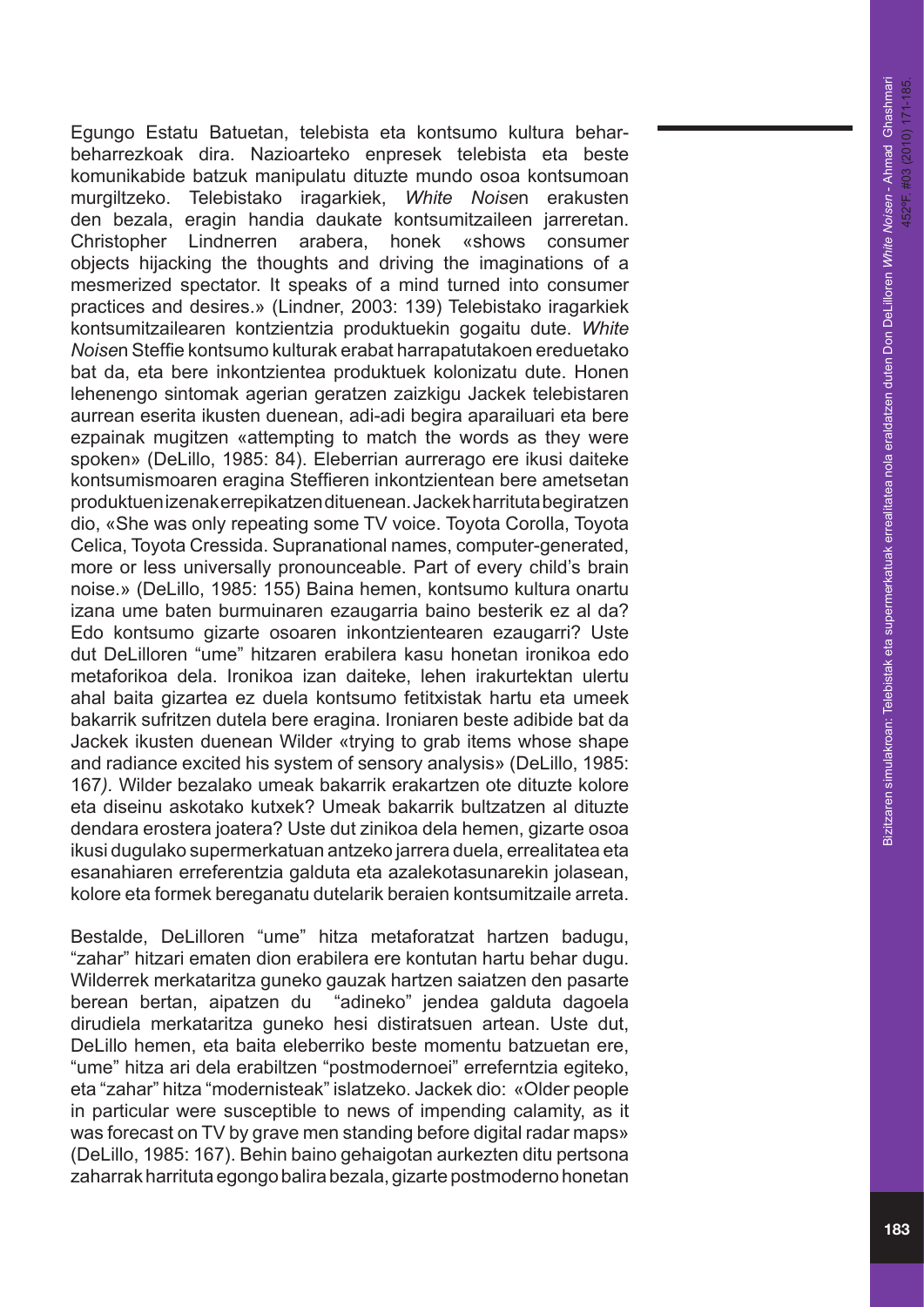Egungo Estatu Batuetan, telebista eta kontsumo kultura behar-beharrezkoak dira. Nazioarteko enpresek telebista eta beste komunikabide batzuk manipulatu dituzte mundo osoa kontsumoan murgiltzeko. Telebistako iragarkiek, *White Noise*n erakusten den bezala, eragin handia daukate kontsumitzaileen jarreretan. Christopher Lindnerren arabera, honek «shows consumer objects hijacking the thoughts and driving the imaginations of a mesmerized spectator. It speaks of a mind turned into consumer practices and desires.» (Lindner, 2003: 139) Telebistako iragarkiek kontsumitzailearen kontzientzia produktuekin gogaitu dute. *White Noise*n Steffie kontsumo kulturak erabat harrapatutakoen ereduetako bat da, eta bere inkontzientea produktuek kolonizatu dute. Honen lehenengo sintomak agerian geratzen zaizkigu Jackek telebistaren aurrean eserita ikusten duenean, adi-adi begira aparailuari eta bere ezpainak mugitzen «attempting to match the words as they were spoken» (DeLillo, 1985: 84). Eleberrian aurrerago ere ikusi daiteke kontsumismoaren eragina Steffieren inkontzientean bere ametsetan produktuen izenak errepikatzen dituenean. Jackek harrituta begiratzen dio, «She was only repeating some TV voice. Toyota Corolla, Toyota Celica, Toyota Cressida. Supranational names, computer-generated, more or less universally pronounceable. Part of every child's brain noise.» (DeLillo, 1985: 155) Baina hemen, kontsumo kultura onartu izana ume baten burmuinaren ezaugarria baino besterik ez al da? Edo kontsumo gizarte osoaren inkontzientearen ezaugarri? Uste dut DeLilloren "ume" hitzaren erabilera kasu honetan ironikoa edo metaforikoa dela. Ironikoa izan daiteke, lehen irakurtektan ulertu ahal baita gizartea ez duela kontsumo fetitxistak hartu eta umeek bakarrik sufritzen dutela bere eragina. Ironiaren beste adibide bat da Jackek ikusten duenean Wilder «trying to grab items whose shape and radiance excited his system of sensory analysis» (DeLillo, 1985: 167*).* Wilder bezalako umeak bakarrik erakartzen ote dituzte kolore eta diseinu askotako kutxek? Umeak bakarrik bultzatzen al dituzte dendara erostera joatera? Uste dut zinikoa dela hemen, gizarte osoa ikusi dugulako supermerkatuan antzeko jarrera duela, errealitatea eta esanahiaren erreferentzia galduta eta azalekotasunarekin jolasean, kolore eta formek bereganatu dutelarik beraien kontsumitzaile arreta.

Bestalde, DeLilloren "ume" hitza metaforatzat hartzen badugu, "zahar" hitzari ematen dion erabilera ere kontutan hartu behar dugu. Wilderrek merkataritza guneko gauzak hartzen saiatzen den pasarte berean bertan, aipatzen du "adineko" jendea galduta dagoela dirudiela merkataritza guneko hesi distiratsuen artean. Uste dut, DeLillo hemen, eta baita eleberriko beste momentu batzuetan ere, "ume" hitza ari dela erabiltzen "postmodernoei" erreferntzia egiteko, eta "zahar" hitza "modernisteak" islatzeko. Jackek dio: «Older people in particular were susceptible to news of impending calamity, as it was forecast on TV by grave men standing before digital radar maps» (DeLillo, 1985: 167). Behin baino gehaigotan aurkezten ditu pertsona zaharrak harrituta egongo balira bezala, gizarte postmoderno honetan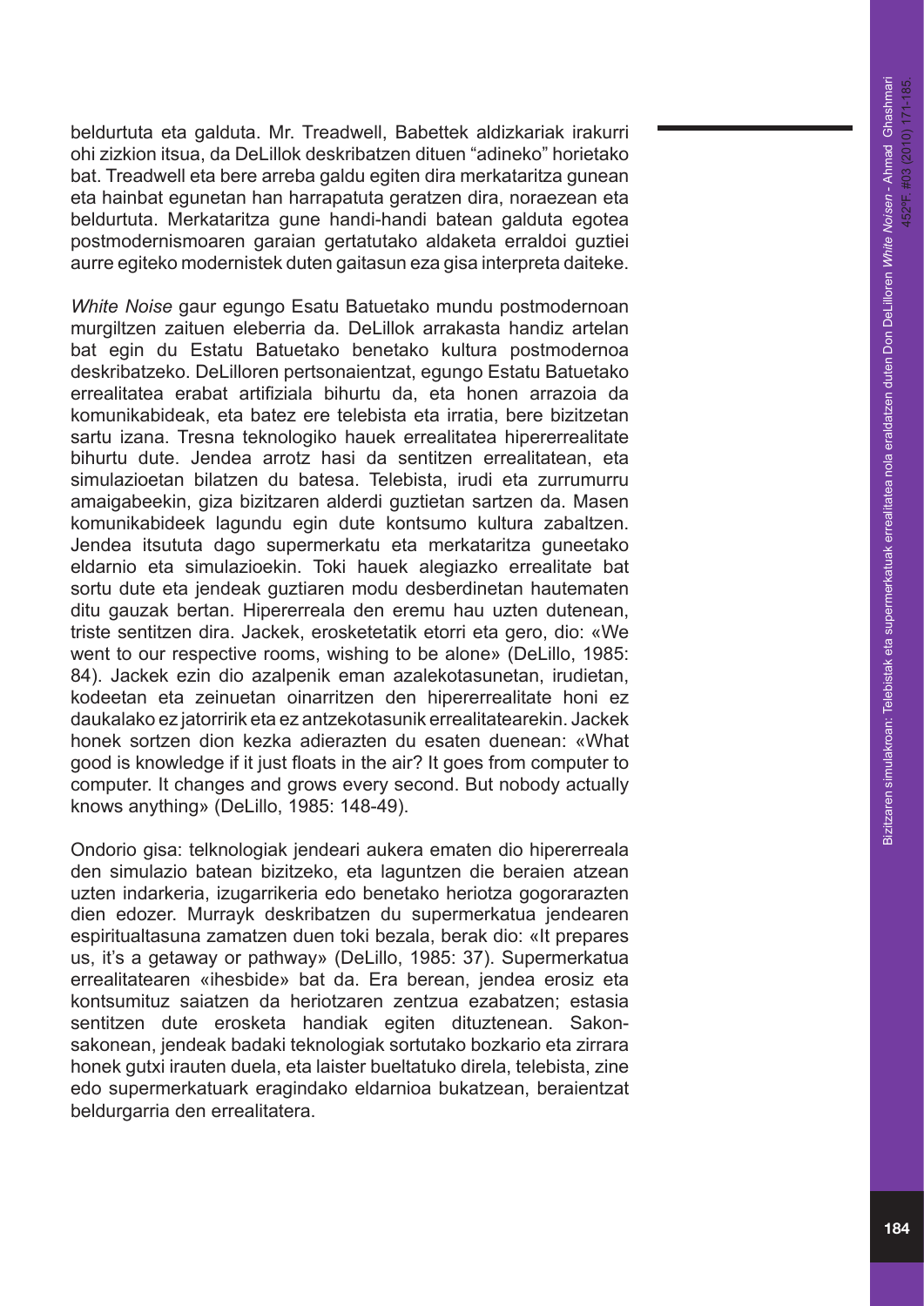beldurtuta eta galduta. Mr. Treadwell, Babettek aldizkariak irakurri ohi zizkion itsua, da DeLillok deskribatzen dituen "adineko" horietako bat. Treadwell eta bere arreba galdu egiten dira merkataritza gunean eta hainbat egunetan han harrapatuta geratzen dira, noraezean eta beldurtuta. Merkataritza gune handi-handi batean galduta egotea postmodernismoaren garaian gertatutako aldaketa erraldoi guztiei aurre egiteko modernistek duten gaitasun eza gisa interpreta daiteke.

*White Noise* gaur egungo Esatu Batuetako mundu postmodernoan murgiltzen zaituen eleberria da. DeLillok arrakasta handiz artelan bat egin du Estatu Batuetako benetako kultura postmodernoa deskribatzeko. DeLilloren pertsonaientzat, egungo Estatu Batuetako errealitatea erabat artifiziala bihurtu da, eta honen arrazoia da komunikabideak, eta batez ere telebista eta irratia, bere bizitzetan sartu izana. Tresna teknologiko hauek errealitatea hiperrerrealitate bihurtu dute. Jendea arrotz hasi da sentitzen errealitatean, eta simulazioetan bilatzen du batesa. Telebista, irudi eta zurrumurru amaigabeekin, giza bizitzaren alderdi guztietan sartzen da. Masen komunikabideek lagundu egin dute kontsumo kultura zabaltzen. Jendea itsututa dago supermerkatu eta merkataritza guneetako eldarnio eta simulazioekin. Toki hauek alegiazko errealitate bat sortu dute eta jendeak guztiaren modu desberdinetan hautematen ditu gauzak bertan. Hipererreala den eremu hau uzten dutenean, triste sentitzen dira. Jackek, erosketetatik etorri eta gero, dio: «We went to our respective rooms, wishing to be alone» (DeLillo, 1985: 84). Jackek ezin dio azalpenik eman azalekotasunetan, irudietan, kodeetan eta zeinuetan oinarritzen den hiperrerrealitate honi ez daukalako ez jatorririk eta ez antzekotasunik errealitatearekin. Jackek honek sortzen dion kezka adierazten du esaten duenean: «What good is knowledge if it just floats in the air? It goes from computer to computer. It changes and grows every second. But nobody actually knows anything» (DeLillo, 1985: 148-49).

Ondorio gisa: telknologiak jendeari aukera ematen dio hipererreala den simulazio batean bizitzeko, eta laguntzen die beraien atzean uzten indarkeria, izugarrikeria edo benetako heriotza gogorarazten dien edozer. Murrayk deskribatzen du supermerkatua jendearen espiritualtasuna zamatzen duen toki bezala, berak dio: «It prepares us, it's a getaway or pathway» (DeLillo, 1985: 37). Supermerkatua errealitatearen «ihesbide» bat da. Era berean, jendea erosiz eta kontsumituz saiatzen da heriotzaren zentzua ezabatzen; estasia sentitzen dute erosketa handiak egiten dituztenean. Sakon-sakonean, jendeak badaki teknologiak sortutako bozkario eta zirrara honek gutxi irauten duela, eta laister bueltatuko direla, telebista, zine edo supermerkatuark eragindako eldarnioa bukatzean, beraientzat beldurgarria den errealitatera.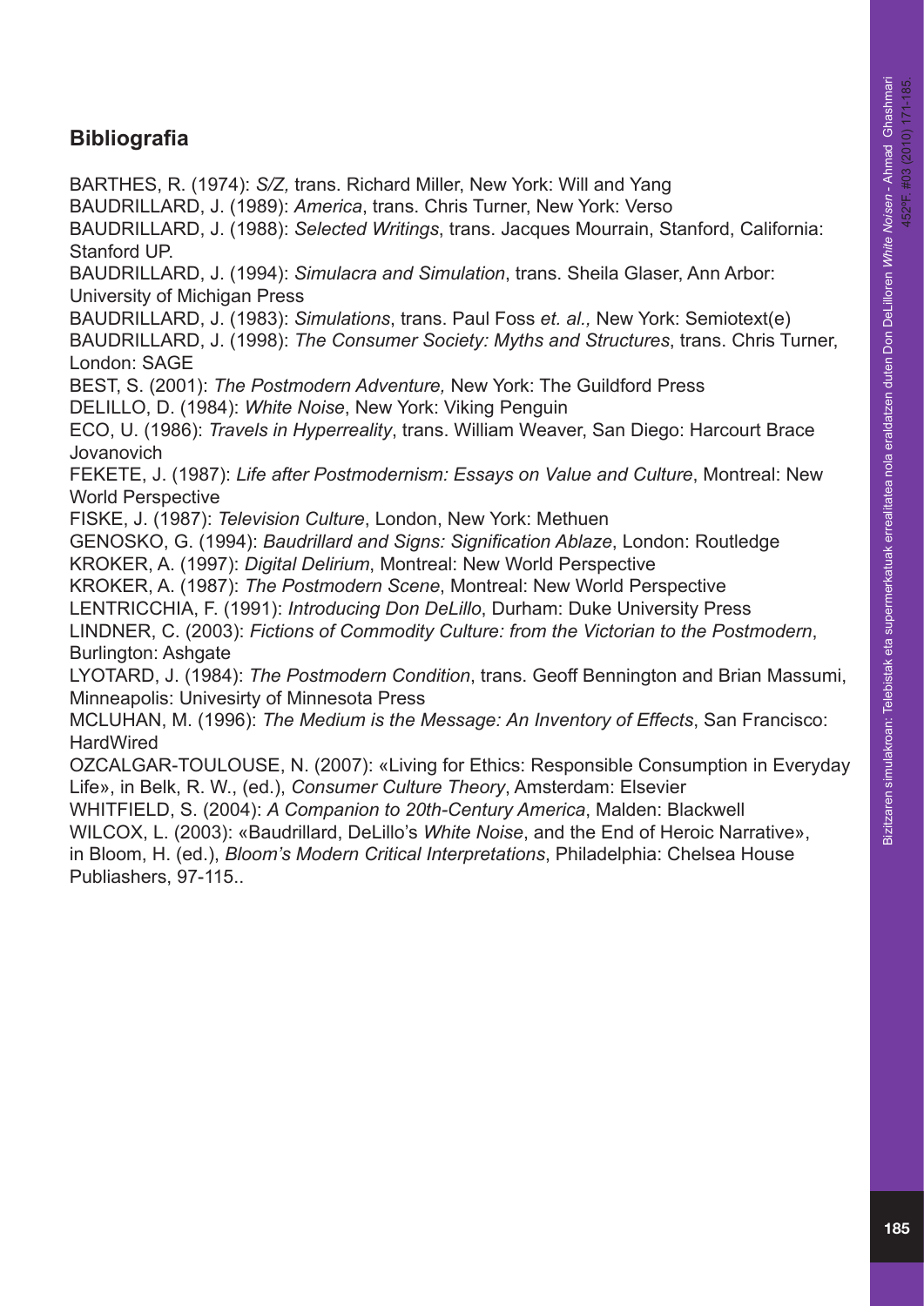## Bibliografia

BARTHES, R. (1974): *S/Z,* trans. Richard Miller, New York: Will and Yang

BAUDRILLARD, J. (1989): *America*, trans. Chris Turner, New York: Verso

BAUDRILLARD, J. (1988): *Selected Writings*, trans. Jacques Mourrain, Stanford, California: Stanford UP.

BAUDRILLARD, J. (1994): *Simulacra and Simulation*, trans. Sheila Glaser, Ann Arbor: University of Michigan Press

BAUDRILLARD, J. (1983): *Simulations*, trans. Paul Foss *et. al.,* New York: Semiotext(e)

BAUDRILLARD, J. (1998): *The Consumer Society: Myths and Structures*, trans. Chris Turner, London: SAGE

BEST, S. (2001): *The Postmodern Adventure,* New York: The Guildford Press

DELILLO, D. (1984): *White Noise*, New York: Viking Penguin

ECO, U. (1986): *Travels in Hyperreality*, trans. William Weaver, San Diego: Harcourt Brace Jovanovich

FEKETE, J. (1987): *Life after Postmodernism: Essays on Value and Culture*, Montreal: New World Perspective

FISKE, J. (1987): *Television Culture*, London, New York: Methuen

GENOSKO, G. (1994): *Baudrillard and Signs: Signification Ablaze*, London: Routledge

KROKER, A. (1997): *Digital Delirium*, Montreal: New World Perspective

KROKER, A. (1987): *The Postmodern Scene*, Montreal: New World Perspective

LENTRICCHIA, F. (1991): *Introducing Don DeLillo*, Durham: Duke University Press

LINDNER, C. (2003): *Fictions of Commodity Culture: from the Victorian to the Postmodern*, Burlington: Ashgate

LYOTARD, J. (1984): *The Postmodern Condition*, trans. Geoff Bennington and Brian Massumi, Minneapolis: Univesirty of Minnesota Press

MCLUHAN, M. (1996): *The Medium is the Message: An Inventory of Effects*, San Francisco: HardWired

OZCALGAR-TOULOUSE, N. (2007): «Living for Ethics: Responsible Consumption in Everyday Life», in Belk, R. W., (ed.), *Consumer Culture Theory*, Amsterdam: Elsevier

WHITFIELD, S. (2004): *A Companion to 20th-Century America*, Malden: Blackwell

WILCOX, L. (2003): «Baudrillard, DeLillo's *White Noise*, and the End of Heroic Narrative», in Bloom, H. (ed.), *Bloom's Modern Critical Interpretations*, Philadelphia: Chelsea House Publiashers, 97-115..